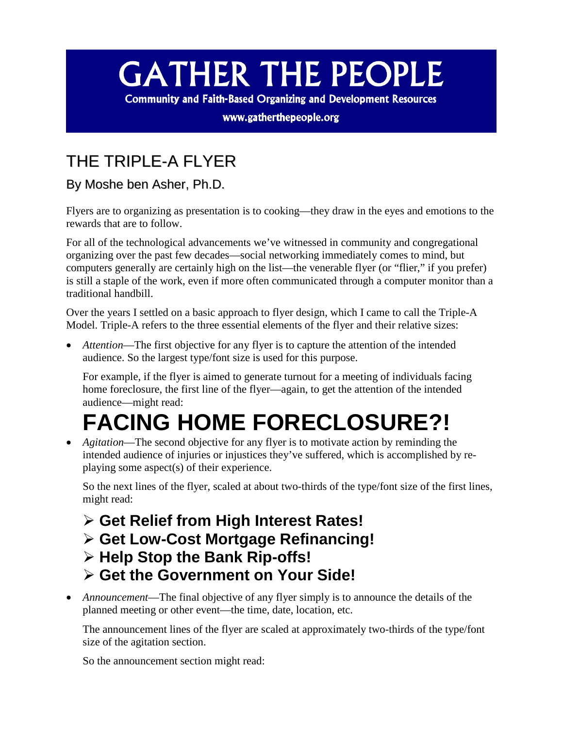# GATHER THE PEOPLE

**Community and Faith-Based Organizing and Development Resources**

**www.gatherthepeople.org**

## THE TRIPLE-A FLYER

### By Moshe ben Asher, Ph.D.

Flyers are to organizing as presentation is to cooking—they draw in the eyes and emotions to the rewards that are to follow.

For all of the technological advancements we've witnessed in community and congregational organizing over the past few decades—social networking immediately comes to mind, but computers generally are certainly high on the list—the venerable flyer (or "flier," if you prefer) is still a staple of the work, even if more often communicated through a computer monitor than a traditional handbill.

Over the years I settled on a basic approach to flyer design, which I came to call the Triple-A Model. Triple-A refers to the three essential elements of the flyer and their relative sizes:

- *Attention*—The first objective for any flyer is to capture the attention of the intended audience. So the largest type/font size is used for this purpose.

  For example, if the flyer is aimed to generate turnout for a meeting of individuals facing home foreclosure, the first line of the flyer—again, to get the attention of the intended audience—might read:

  # FACING HOME FORECLOSURE?!

- *Agitation*—The second objective for any flyer is to motivate action by reminding the intended audience of injuries or injustices they've suffered, which is accomplished by re-playing some aspect(s) of their experience.

  So the next lines of the flyer, scaled at about two-thirds of the type/font size of the first lines, might read:

  - **Get Relief from High Interest Rates!**
  - **Get Low-Cost Mortgage Refinancing!**
  - **Help Stop the Bank Rip-offs!**
  - **Get the Government on Your Side!**

- *Announcement*—The final objective of any flyer simply is to announce the details of the planned meeting or other event—the time, date, location, etc.

  The announcement lines of the flyer are scaled at approximately two-thirds of the type/font size of the agitation section.

  So the announcement section might read: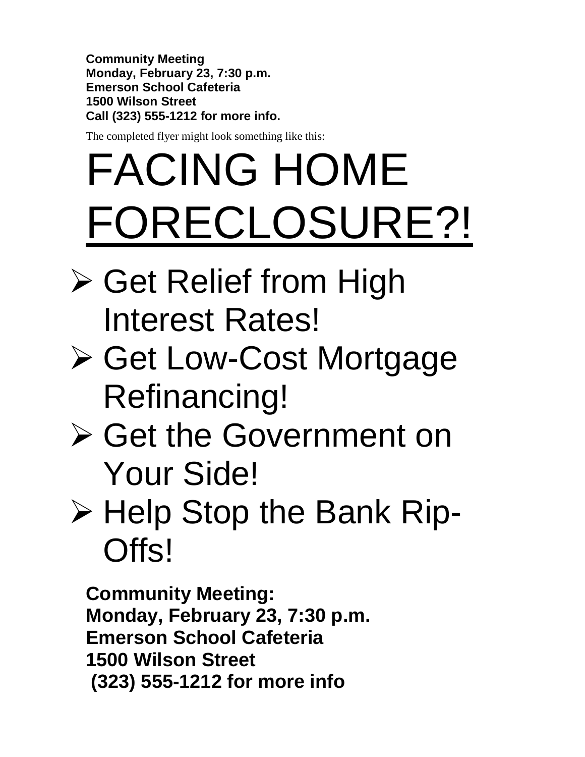**Community Meeting**
**Monday, February 23, 7:30 p.m.**
**Emerson School Cafeteria**
**1500 Wilson Street**
**Call (323) 555-1212 for more info.**

The completed flyer might look something like this:

# FACING HOME <u>FORECLOSURE?!</u>

- Get Relief from High Interest Rates!
- Get Low-Cost Mortgage Refinancing!
- Get the Government on Your Side!
- Help Stop the Bank Rip-Offs!

**Community Meeting:**
**Monday, February 23, 7:30 p.m.**
**Emerson School Cafeteria**
**1500 Wilson Street**
**(323) 555-1212 for more info**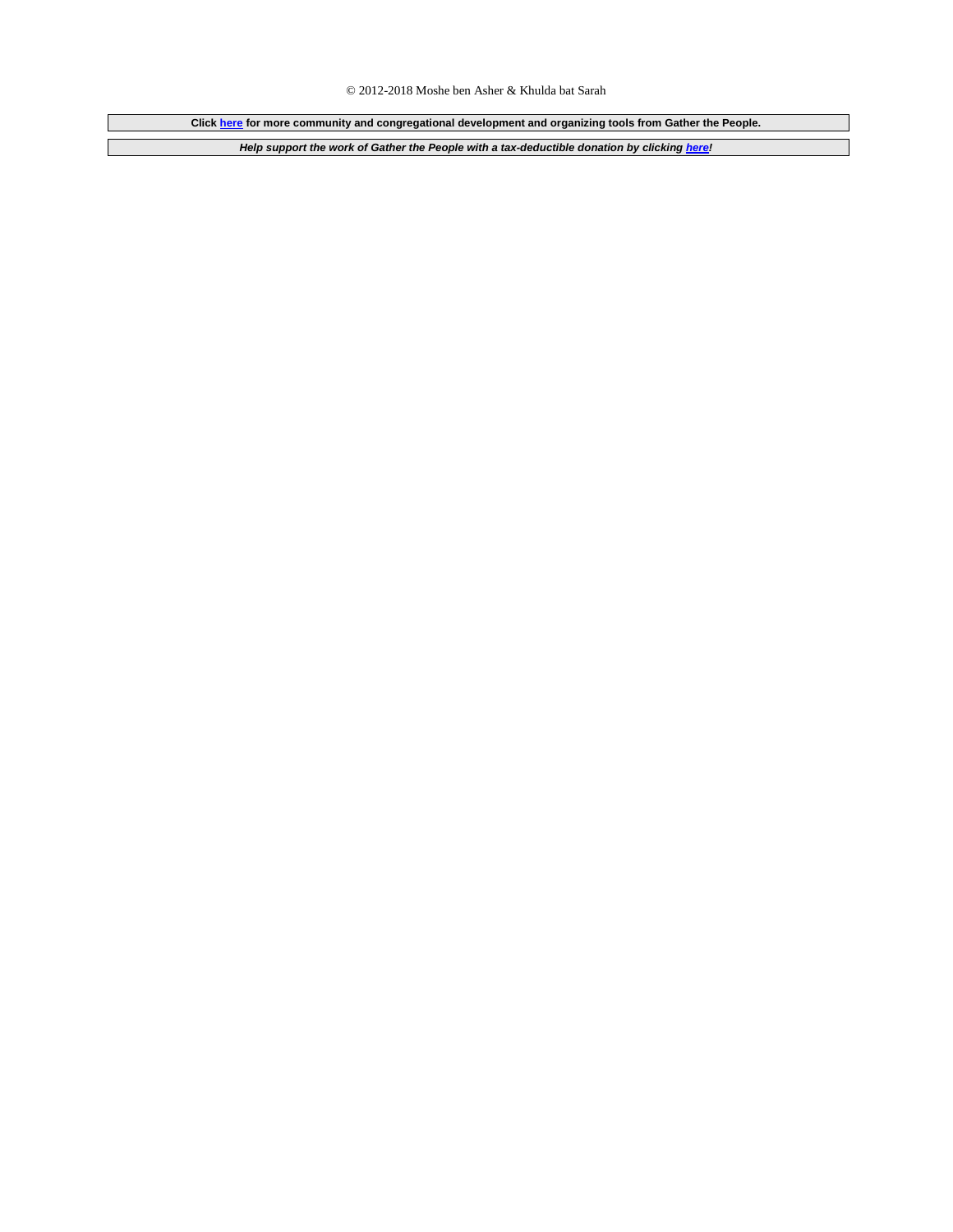© 2012-2018 Moshe ben Asher & Khulda bat Sarah

| |
|---|
| **Click here for more community and congregational development and organizing tools from Gather the People.** |

| |
|---|
| ***Help support the work of Gather the People with a tax-deductible donation by clicking here!*** |